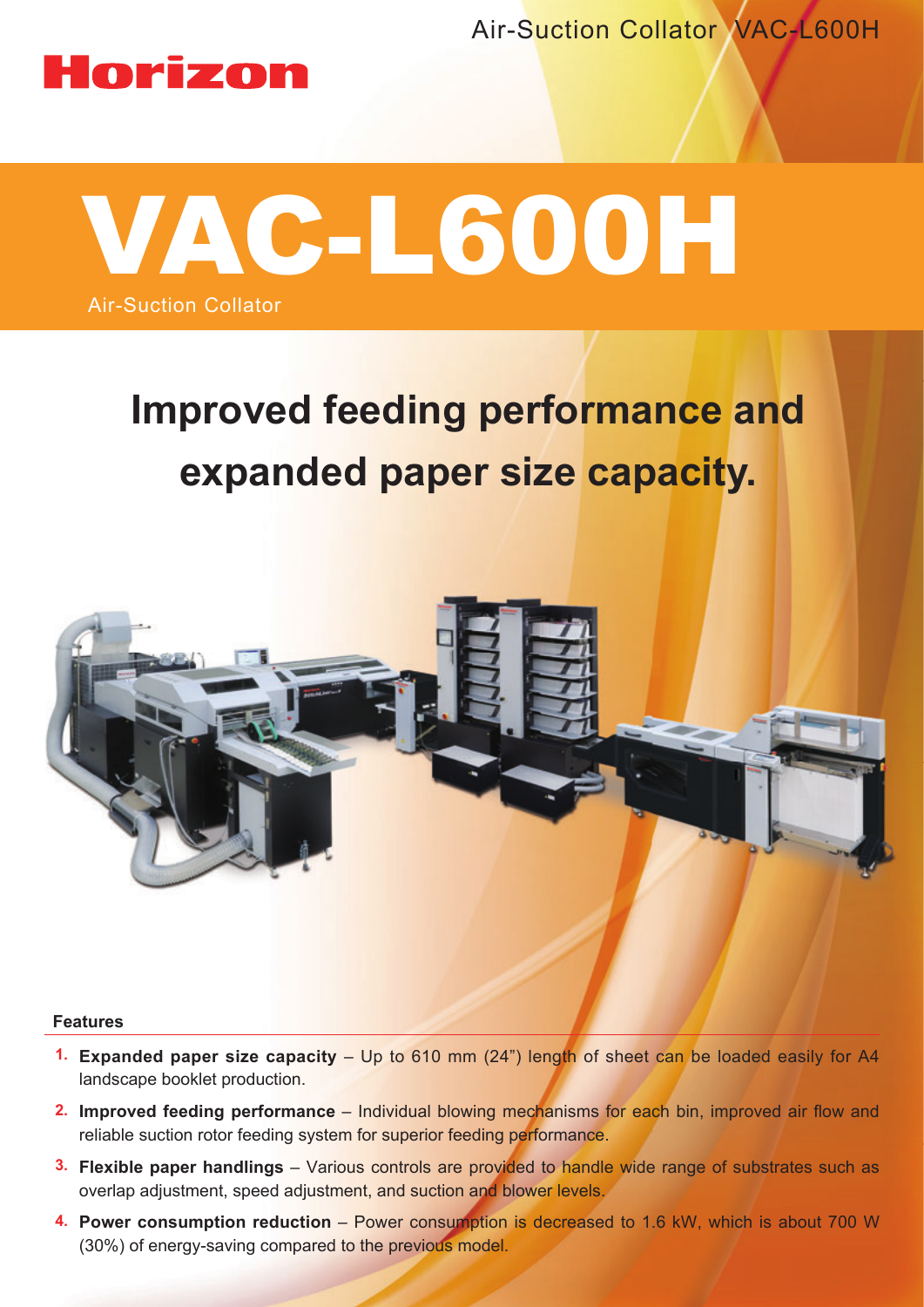Horizon

Air-Suction Collator VAC-L600H

# VAC-L600H

Air-Suction Collator

## Improved feeding performance and expanded paper size capacity.

**Features**

1. **Expanded paper size capacity** – Up to 610 mm (24") length of sheet can be loaded easily for A4 landscape booklet production.
2. **Improved feeding performance** – Individual blowing mechanisms for each bin, improved air flow and reliable suction rotor feeding system for superior feeding performance.
3. **Flexible paper handlings** – Various controls are provided to handle wide range of substrates such as overlap adjustment, speed adjustment, and suction and blower levels.
4. **Power consumption reduction** – Power consumption is decreased to 1.6 kW, which is about 700 W (30%) of energy-saving compared to the previous model.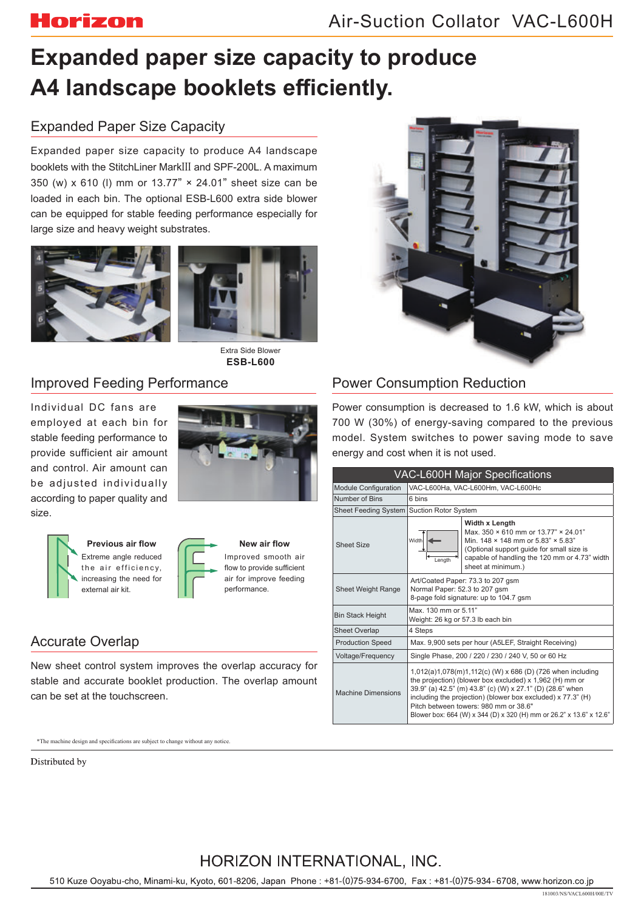# Expanded paper size capacity to produce A4 landscape booklets efficiently.

## Expanded Paper Size Capacity

Expanded paper size capacity to produce A4 landscape booklets with the StitchLiner MarkIII and SPF-200L. A maximum 350 (w) x 610 (l) mm or 13.77" × 24.01" sheet size can be loaded in each bin. The optional ESB-L600 extra side blower can be equipped for stable feeding performance especially for large size and heavy weight substrates.

Extra Side Blower
**ESB-L600**

## Improved Feeding Performance

Individual DC fans are employed at each bin for stable feeding performance to provide sufficient air amount and control. Air amount can be adjusted individually according to paper quality and size.

**Previous air flow**
Extreme angle reduced the air efficiency, increasing the need for external air kit.

**New air flow**
Improved smooth air flow to provide sufficient air for improve feeding performance.

## Accurate Overlap

New sheet control system improves the overlap accuracy for stable and accurate booklet production. The overlap amount can be set at the touchscreen.

## Power Consumption Reduction

Power consumption is decreased to 1.6 kW, which is about 700 W (30%) of energy-saving compared to the previous model. System switches to power saving mode to save energy and cost when it is not used.

### VAC-L600H Major Specifications

| | |
|---|---|
| Module Configuration | VAC-L600Ha, VAC-L600Hm, VAC-L600Hc |
| Number of Bins | 6 bins |
| Sheet Feeding System | Suction Rotor System |
| Sheet Size | **Width x Length**<br>Max. 350 × 610 mm or 13.77" × 24.01"<br>Min. 148 × 148 mm or 5.83" × 5.83"<br>(Optional support guide for small size is capable of handling the 120 mm or 4.73" width sheet at minimum.) |
| Sheet Weight Range | Art/Coated Paper: 73.3 to 207 gsm<br>Normal Paper: 52.3 to 207 gsm<br>8-page fold signature: up to 104.7 gsm |
| Bin Stack Height | Max. 130 mm or 5.11"<br>Weight: 26 kg or 57.3 lb each bin |
| Sheet Overlap | 4 Steps |
| Production Speed | Max. 9,900 sets per hour (A5LEF, Straight Receiving) |
| Voltage/Frequency | Single Phase, 200 / 220 / 230 / 240 V, 50 or 60 Hz |
| Machine Dimensions | 1,012(a)1,078(m)1,112(c) (W) x 686 (D) (726 when including the projection) (blower box excluded) x 1,962 (H) mm or 39.9" (a) 42.5" (m) 43.8" (c) (W) x 27.1" (D) (28.6" when including the projection) (blower box excluded) x 77.3" (H)<br>Pitch between towers: 980 mm or 38.6"<br>Blower box: 664 (W) x 344 (D) x 320 (H) mm or 26.2" x 13.6" x 12.6" |

*The machine design and specifications are subject to change without any notice.

Distributed by

HORIZON INTERNATIONAL, INC.
510 Kuze Ooyabu-cho, Minami-ku, Kyoto, 601-8206, Japan Phone : +81-(0)75-934-6700, Fax : +81-(0)75-934-6708, www.horizon.co.jp

181003/NS/VACL600H/00E/TV